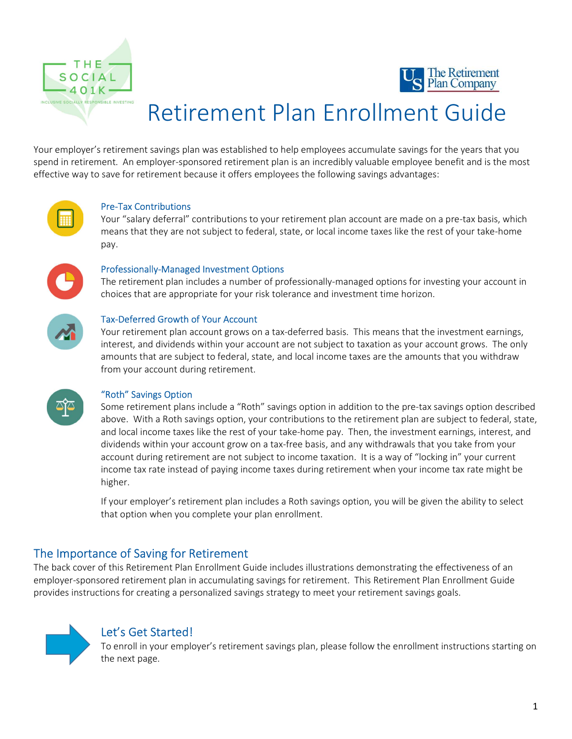# Retirement Plan Enrollment Guide

Your employer's retirement savings plan was established to help employees accumulate savings for the years that you spend in retirement. An employer-sponsored retirement plan is an incredibly valuable employee benefit and is the most effective way to save for retirement because it offers employees the following savings advantages:

### Pre-Tax Contributions

Your "salary deferral" contributions to your retirement plan account are made on a pre-tax basis, which means that they are not subject to federal, state, or local income taxes like the rest of your take-home pay.

### Professionally-Managed Investment Options

The retirement plan includes a number of professionally-managed options for investing your account in choices that are appropriate for your risk tolerance and investment time horizon.

### Tax-Deferred Growth of Your Account

Your retirement plan account grows on a tax-deferred basis. This means that the investment earnings, interest, and dividends within your account are not subject to taxation as your account grows. The only amounts that are subject to federal, state, and local income taxes are the amounts that you withdraw from your account during retirement.

### "Roth" Savings Option

Some retirement plans include a "Roth" savings option in addition to the pre-tax savings option described above. With a Roth savings option, your contributions to the retirement plan are subject to federal, state, and local income taxes like the rest of your take-home pay. Then, the investment earnings, interest, and dividends within your account grow on a tax-free basis, and any withdrawals that you take from your account during retirement are not subject to income taxation. It is a way of "locking in" your current income tax rate instead of paying income taxes during retirement when your income tax rate might be higher.

If your employer's retirement plan includes a Roth savings option, you will be given the ability to select that option when you complete your plan enrollment.

## The Importance of Saving for Retirement

The back cover of this Retirement Plan Enrollment Guide includes illustrations demonstrating the effectiveness of an employer-sponsored retirement plan in accumulating savings for retirement. This Retirement Plan Enrollment Guide provides instructions for creating a personalized savings strategy to meet your retirement savings goals.

## Let's Get Started!

To enroll in your employer's retirement savings plan, please follow the enrollment instructions starting on the next page.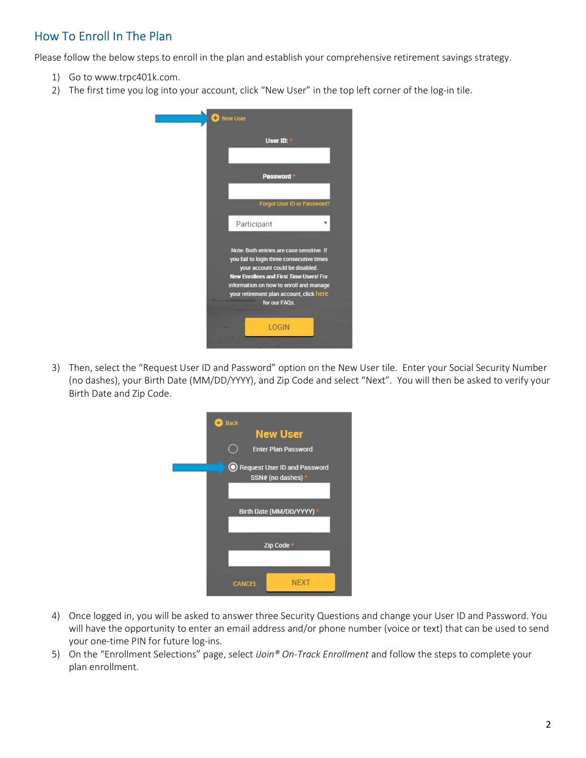## How To Enroll In The Plan

Please follow the below steps to enroll in the plan and establish your comprehensive retirement savings strategy.

1) Go to www.trpc401k.com.
2) The first time you log into your account, click "New User" in the top left corner of the log-in tile.
3) Then, select the "Request User ID and Password" option on the New User tile. Enter your Social Security Number (no dashes), your Birth Date (MM/DD/YYYY), and Zip Code and select "Next". You will then be asked to verify your Birth Date and Zip Code.
4) Once logged in, you will be asked to answer three Security Questions and change your User ID and Password. You will have the opportunity to enter an email address and/or phone number (voice or text) that can be used to send your one-time PIN for future log-ins.
5) On the "Enrollment Selections" page, select *iJoin® On-Track Enrollment* and follow the steps to complete your plan enrollment.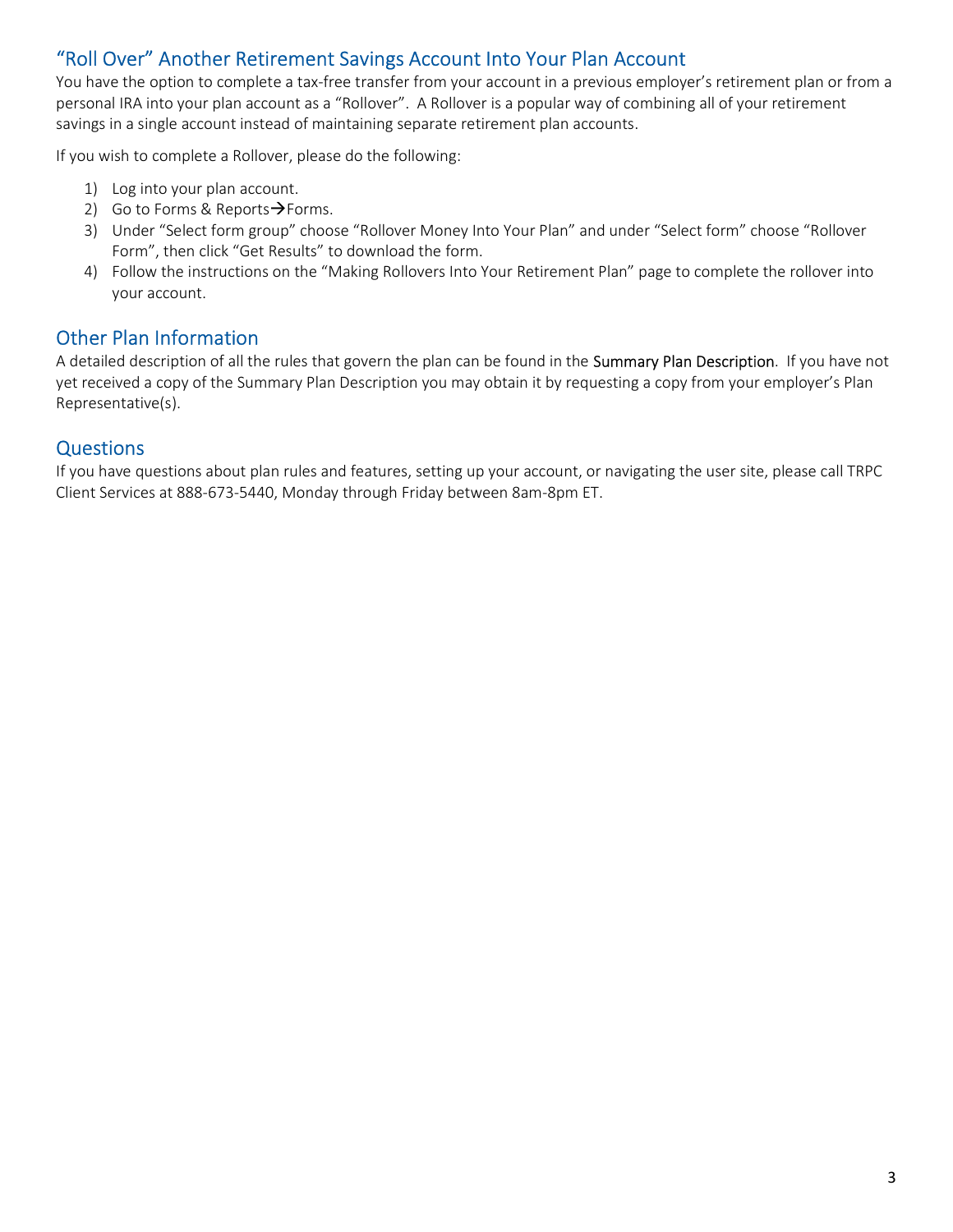## "Roll Over" Another Retirement Savings Account Into Your Plan Account

You have the option to complete a tax-free transfer from your account in a previous employer's retirement plan or from a personal IRA into your plan account as a "Rollover". A Rollover is a popular way of combining all of your retirement savings in a single account instead of maintaining separate retirement plan accounts.

If you wish to complete a Rollover, please do the following:

1) Log into your plan account.
2) Go to Forms & Reports→Forms.
3) Under "Select form group" choose "Rollover Money Into Your Plan" and under "Select form" choose "Rollover Form", then click "Get Results" to download the form.
4) Follow the instructions on the "Making Rollovers Into Your Retirement Plan" page to complete the rollover into your account.

## Other Plan Information

A detailed description of all the rules that govern the plan can be found in the Summary Plan Description. If you have not yet received a copy of the Summary Plan Description you may obtain it by requesting a copy from your employer's Plan Representative(s).

## Questions

If you have questions about plan rules and features, setting up your account, or navigating the user site, please call TRPC Client Services at 888-673-5440, Monday through Friday between 8am-8pm ET.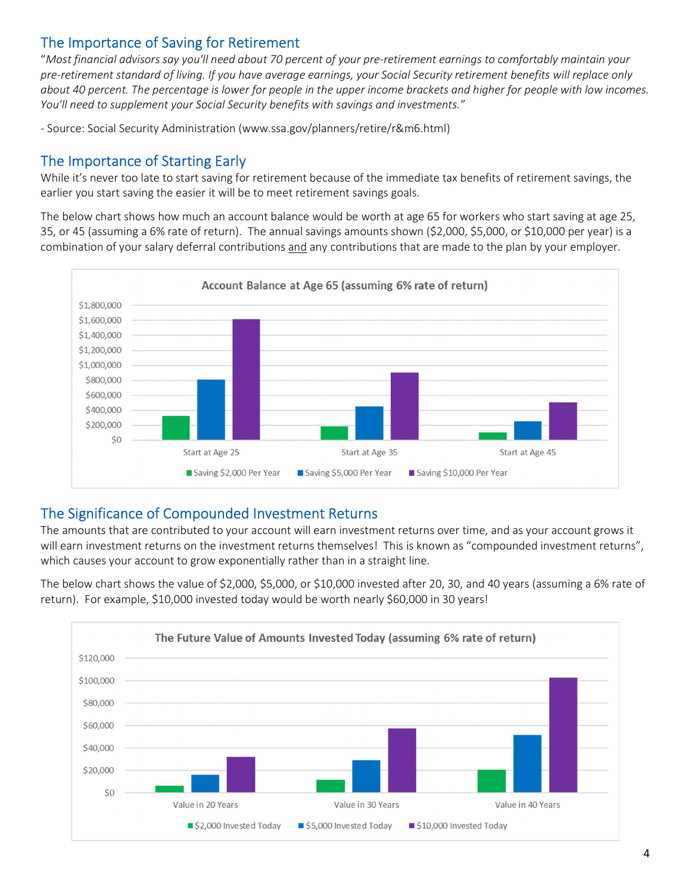## The Importance of Saving for Retirement

*"Most financial advisors say you'll need about 70 percent of your pre-retirement earnings to comfortably maintain your pre-retirement standard of living. If you have average earnings, your Social Security retirement benefits will replace only about 40 percent. The percentage is lower for people in the upper income brackets and higher for people with low incomes. You'll need to supplement your Social Security benefits with savings and investments."*

- Source: Social Security Administration (www.ssa.gov/planners/retire/r&m6.html)

## The Importance of Starting Early

While it's never too late to start saving for retirement because of the immediate tax benefits of retirement savings, the earlier you start saving the easier it will be to meet retirement savings goals.

The below chart shows how much an account balance would be worth at age 65 for workers who start saving at age 25, 35, or 45 (assuming a 6% rate of return). The annual savings amounts shown ($2,000, $5,000, or $10,000 per year) is a combination of your salary deferral contributions and any contributions that are made to the plan by your employer.

Account Balance at Age 65 (assuming 6% rate of return)

$1,800,000
$1,600,000
$1,400,000
$1,200,000
$1,000,000
$800,000
$600,000
$400,000
$200,000
$0

Start at Age 25
Start at Age 35
Start at Age 45

Saving $2,000 Per Year
Saving $5,000 Per Year
Saving $10,000 Per Year

## The Significance of Compounded Investment Returns

The amounts that are contributed to your account will earn investment returns over time, and as your account grows it will earn investment returns on the investment returns themselves! This is known as "compounded investment returns", which causes your account to grow exponentially rather than in a straight line.

The below chart shows the value of $2,000, $5,000, or $10,000 invested after 20, 30, and 40 years (assuming a 6% rate of return). For example, $10,000 invested today would be worth nearly $60,000 in 30 years!

The Future Value of Amounts Invested Today (assuming 6% rate of return)

$120,000
$100,000
$80,000
$60,000
$40,000
$20,000
$0

Value in 20 Years
Value in 30 Years
Value in 40 Years

$2,000 Invested Today
$5,000 Invested Today
$10,000 Invested Today